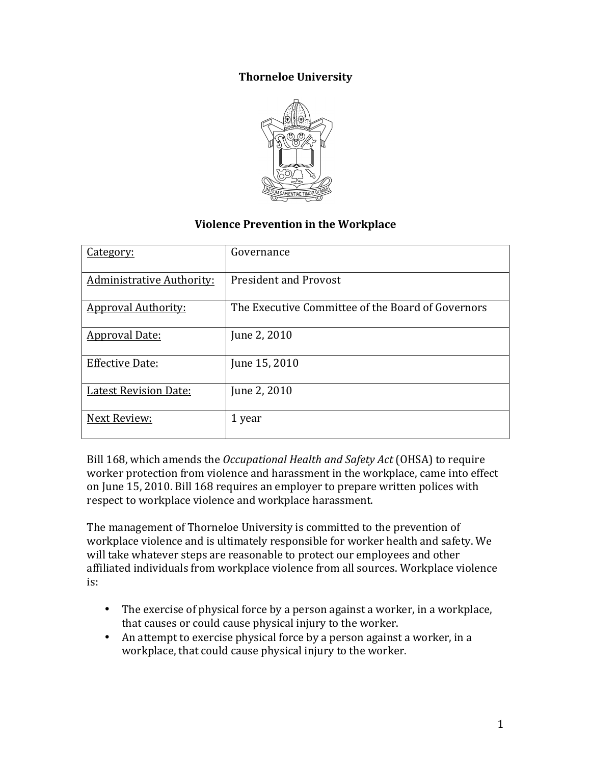# Thorneloe University

## Violence Prevention in the Workplace

| Category: | Governance |
|---|---|
| Administrative Authority: | President and Provost |
| Approval Authority: | The Executive Committee of the Board of Governors |
| Approval Date: | June 2, 2010 |
| Effective Date: | June 15, 2010 |
| Latest Revision Date: | June 2, 2010 |
| Next Review: | 1 year |

Bill 168, which amends the *Occupational Health and Safety Act* (OHSA) to require worker protection from violence and harassment in the workplace, came into effect on June 15, 2010. Bill 168 requires an employer to prepare written polices with respect to workplace violence and workplace harassment.

The management of Thorneloe University is committed to the prevention of workplace violence and is ultimately responsible for worker health and safety. We will take whatever steps are reasonable to protect our employees and other affiliated individuals from workplace violence from all sources. Workplace violence is:

- The exercise of physical force by a person against a worker, in a workplace, that causes or could cause physical injury to the worker.
- An attempt to exercise physical force by a person against a worker, in a workplace, that could cause physical injury to the worker.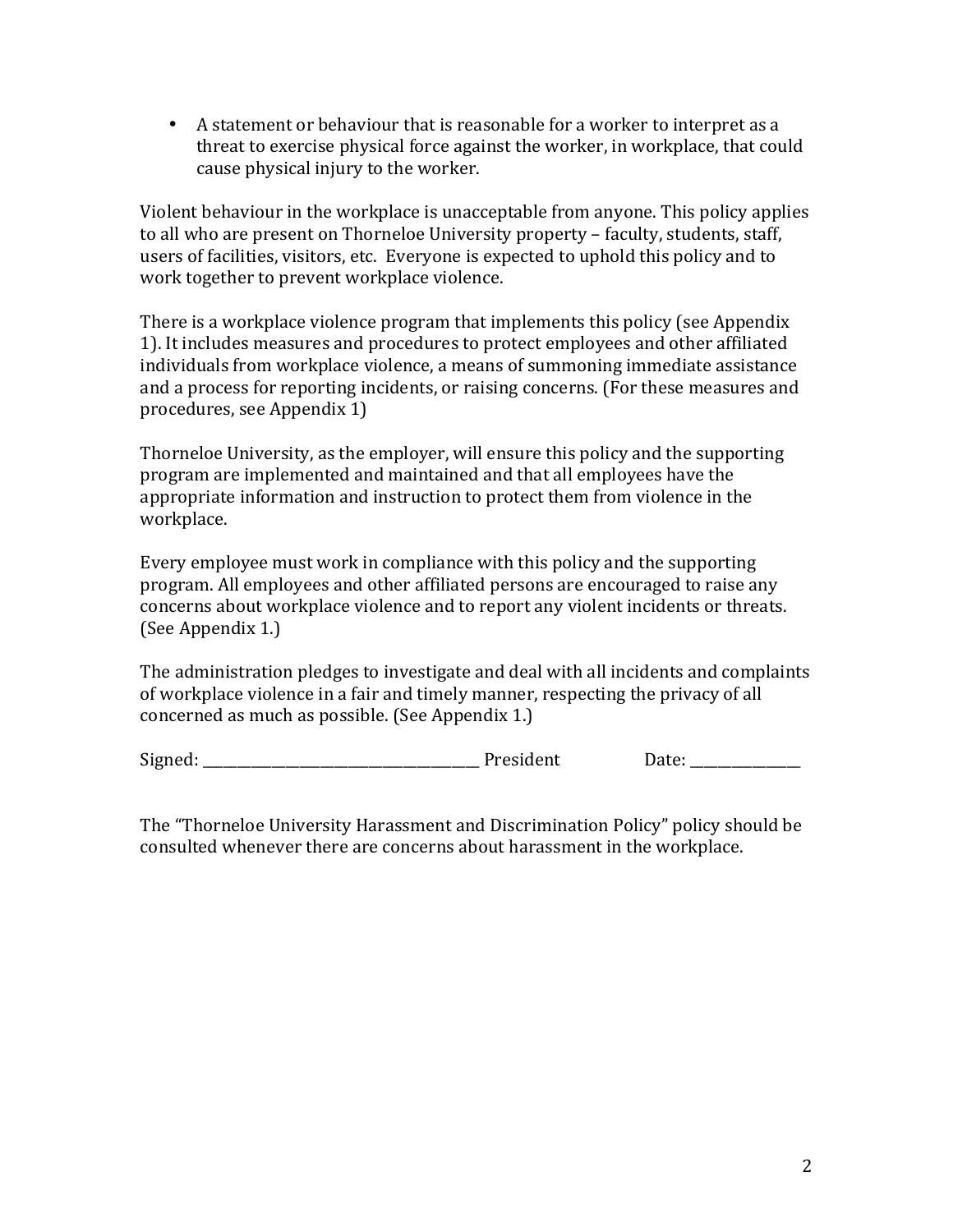- A statement or behaviour that is reasonable for a worker to interpret as a threat to exercise physical force against the worker, in workplace, that could cause physical injury to the worker.

Violent behaviour in the workplace is unacceptable from anyone. This policy applies to all who are present on Thorneloe University property – faculty, students, staff, users of facilities, visitors, etc. Everyone is expected to uphold this policy and to work together to prevent workplace violence.

There is a workplace violence program that implements this policy (see Appendix 1). It includes measures and procedures to protect employees and other affiliated individuals from workplace violence, a means of summoning immediate assistance and a process for reporting incidents, or raising concerns. (For these measures and procedures, see Appendix 1)

Thorneloe University, as the employer, will ensure this policy and the supporting program are implemented and maintained and that all employees have the appropriate information and instruction to protect them from violence in the workplace.

Every employee must work in compliance with this policy and the supporting program. All employees and other affiliated persons are encouraged to raise any concerns about workplace violence and to report any violent incidents or threats. (See Appendix 1.)

The administration pledges to investigate and deal with all incidents and complaints of workplace violence in a fair and timely manner, respecting the privacy of all concerned as much as possible. (See Appendix 1.)

Signed: ________________________________________ President Date: _______________

The "Thorneloe University Harassment and Discrimination Policy" policy should be consulted whenever there are concerns about harassment in the workplace.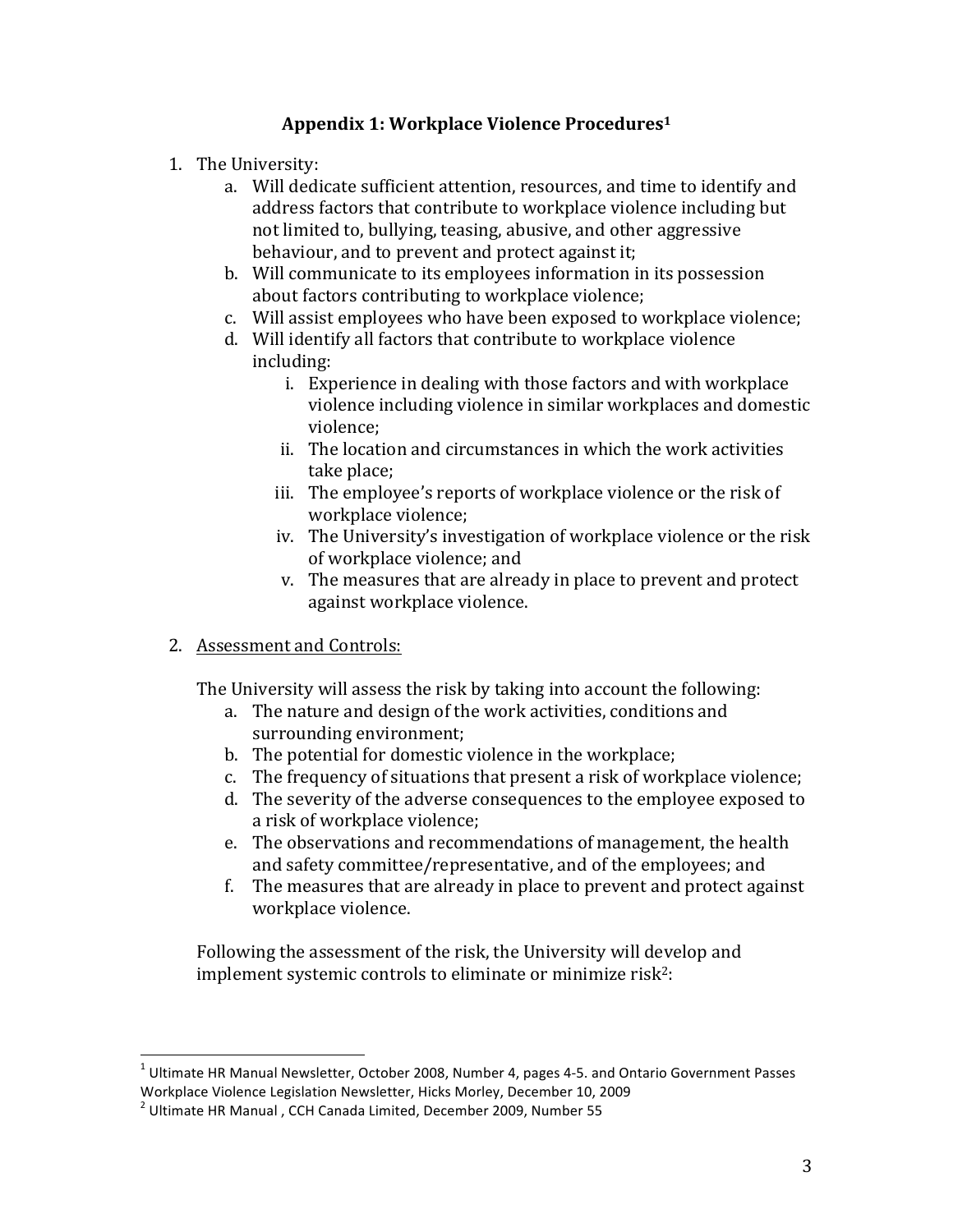## Appendix 1: Workplace Violence Procedures[1]

1. The University:
   a. Will dedicate sufficient attention, resources, and time to identify and address factors that contribute to workplace violence including but not limited to, bullying, teasing, abusive, and other aggressive behaviour, and to prevent and protect against it;
   b. Will communicate to its employees information in its possession about factors contributing to workplace violence;
   c. Will assist employees who have been exposed to workplace violence;
   d. Will identify all factors that contribute to workplace violence including:
      i. Experience in dealing with those factors and with workplace violence including violence in similar workplaces and domestic violence;
      ii. The location and circumstances in which the work activities take place;
      iii. The employee's reports of workplace violence or the risk of workplace violence;
      iv. The University's investigation of workplace violence or the risk of workplace violence; and
      v. The measures that are already in place to prevent and protect against workplace violence.

2. <u>Assessment and Controls:</u>

   The University will assess the risk by taking into account the following:
   a. The nature and design of the work activities, conditions and surrounding environment;
   b. The potential for domestic violence in the workplace;
   c. The frequency of situations that present a risk of workplace violence;
   d. The severity of the adverse consequences to the employee exposed to a risk of workplace violence;
   e. The observations and recommendations of management, the health and safety committee/representative, and of the employees; and
   f. The measures that are already in place to prevent and protect against workplace violence.

   Following the assessment of the risk, the University will develop and implement systemic controls to eliminate or minimize risk[2]:

---

[1] Ultimate HR Manual Newsletter, October 2008, Number 4, pages 4-5. and Ontario Government Passes Workplace Violence Legislation Newsletter, Hicks Morley, December 10, 2009

[2] Ultimate HR Manual , CCH Canada Limited, December 2009, Number 55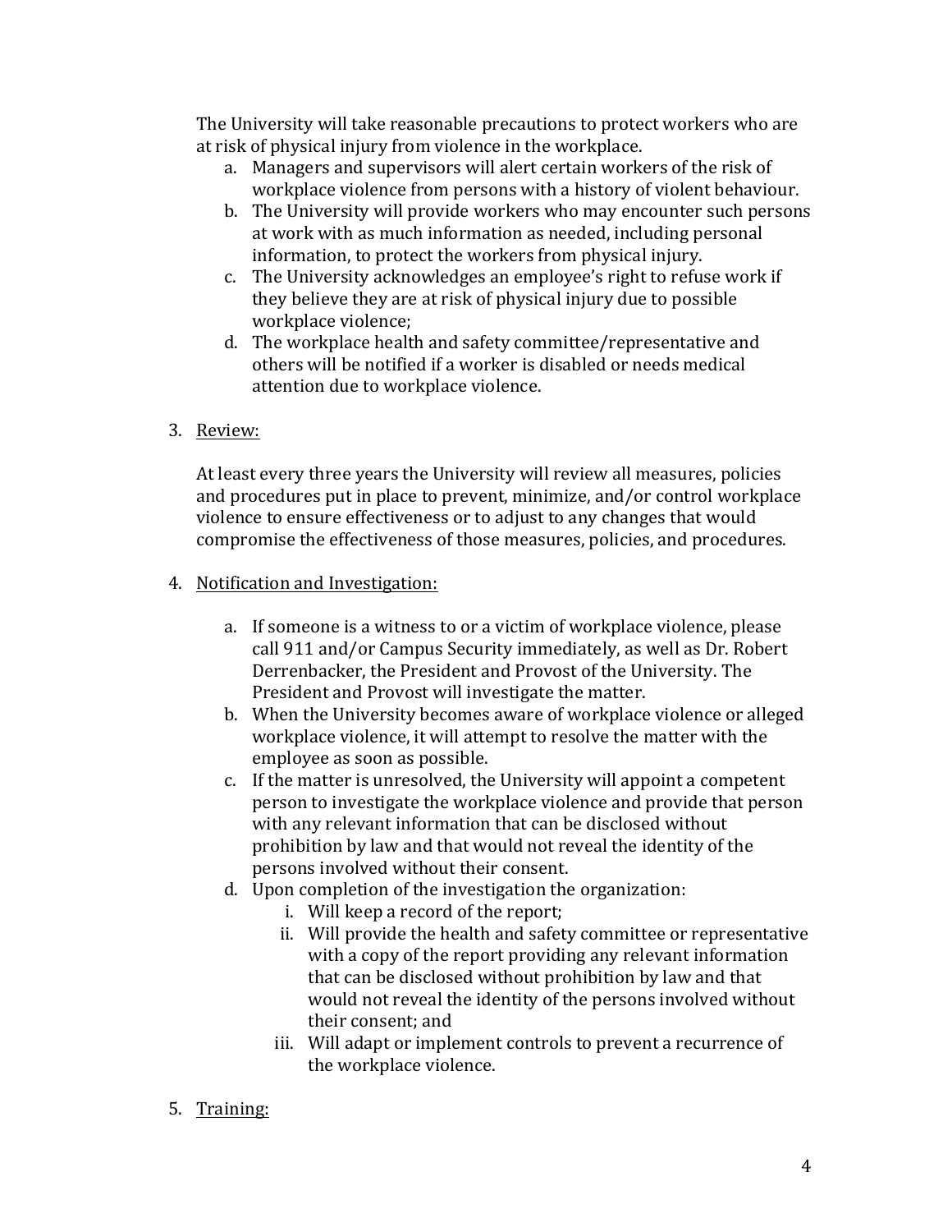The University will take reasonable precautions to protect workers who are at risk of physical injury from violence in the workplace.

a. Managers and supervisors will alert certain workers of the risk of workplace violence from persons with a history of violent behaviour.
b. The University will provide workers who may encounter such persons at work with as much information as needed, including personal information, to protect the workers from physical injury.
c. The University acknowledges an employee's right to refuse work if they believe they are at risk of physical injury due to possible workplace violence;
d. The workplace health and safety committee/representative and others will be notified if a worker is disabled or needs medical attention due to workplace violence.

3. <u>Review:</u>

At least every three years the University will review all measures, policies and procedures put in place to prevent, minimize, and/or control workplace violence to ensure effectiveness or to adjust to any changes that would compromise the effectiveness of those measures, policies, and procedures.

4. <u>Notification and Investigation:</u>

a. If someone is a witness to or a victim of workplace violence, please call 911 and/or Campus Security immediately, as well as Dr. Robert Derrenbacker, the President and Provost of the University. The President and Provost will investigate the matter.
b. When the University becomes aware of workplace violence or alleged workplace violence, it will attempt to resolve the matter with the employee as soon as possible.
c. If the matter is unresolved, the University will appoint a competent person to investigate the workplace violence and provide that person with any relevant information that can be disclosed without prohibition by law and that would not reveal the identity of the persons involved without their consent.
d. Upon completion of the investigation the organization:
   i. Will keep a record of the report;
   ii. Will provide the health and safety committee or representative with a copy of the report providing any relevant information that can be disclosed without prohibition by law and that would not reveal the identity of the persons involved without their consent; and
   iii. Will adapt or implement controls to prevent a recurrence of the workplace violence.

5. <u>Training:</u>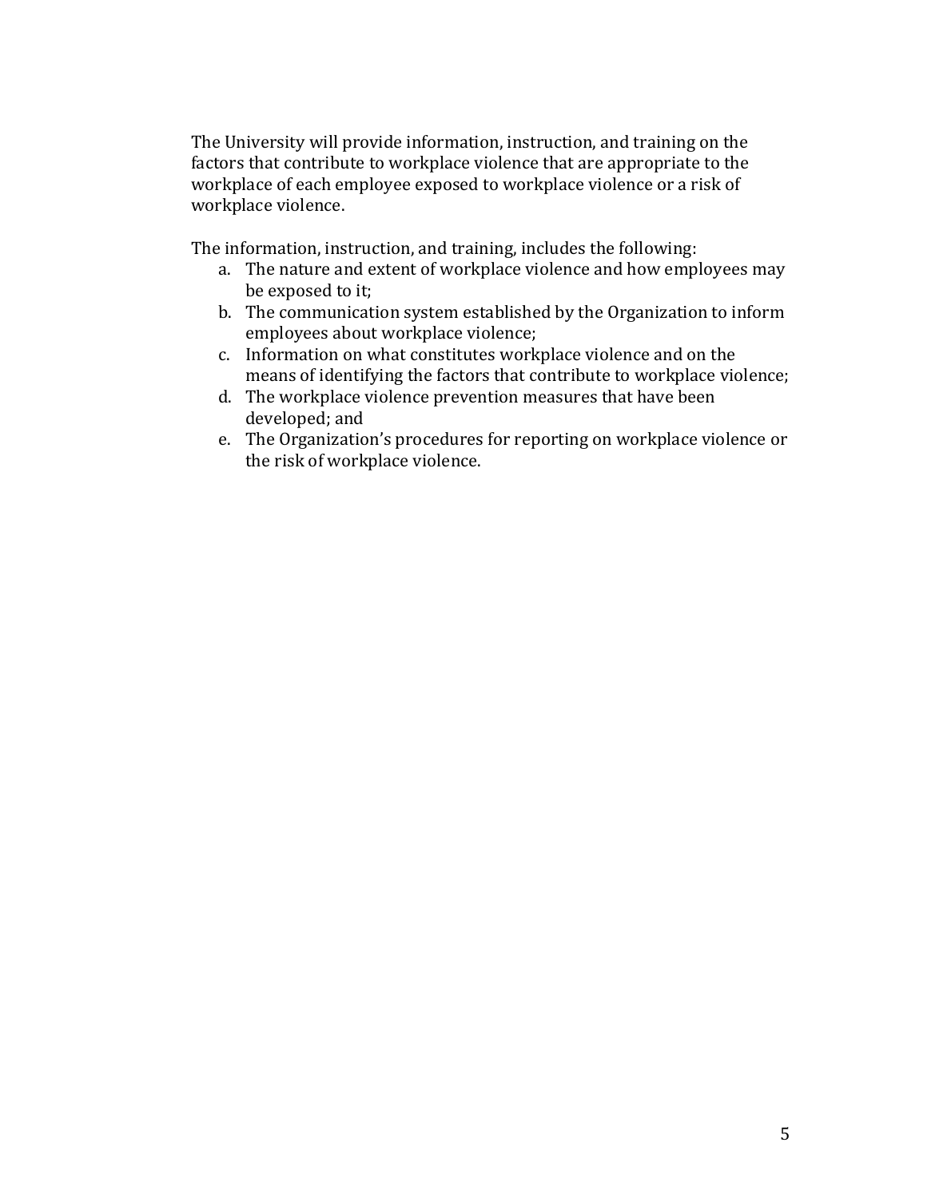The University will provide information, instruction, and training on the factors that contribute to workplace violence that are appropriate to the workplace of each employee exposed to workplace violence or a risk of workplace violence.

The information, instruction, and training, includes the following:

a. The nature and extent of workplace violence and how employees may be exposed to it;
b. The communication system established by the Organization to inform employees about workplace violence;
c. Information on what constitutes workplace violence and on the means of identifying the factors that contribute to workplace violence;
d. The workplace violence prevention measures that have been developed; and
e. The Organization's procedures for reporting on workplace violence or the risk of workplace violence.